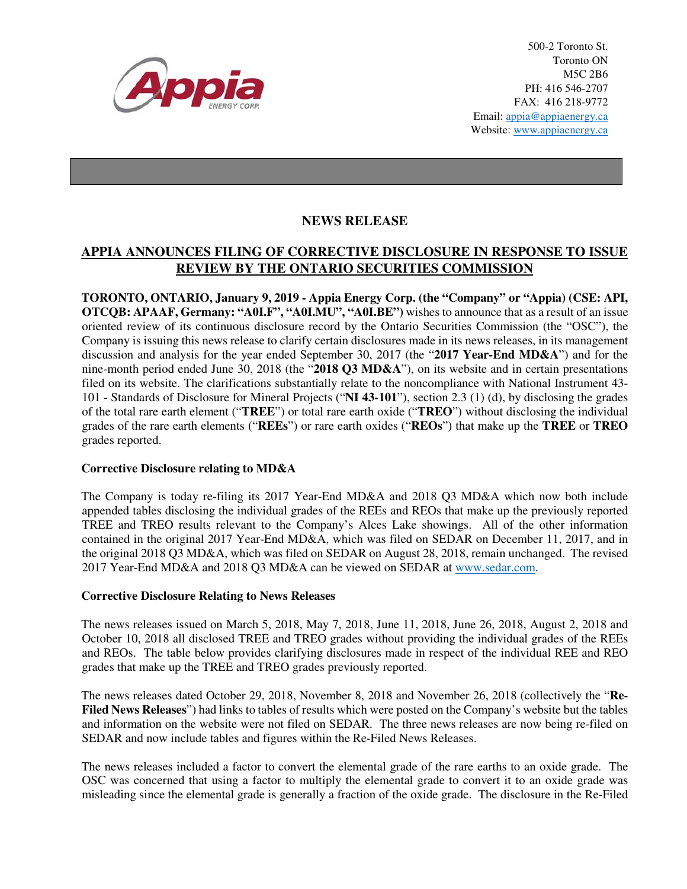500-2 Toronto St.
Toronto ON
M5C 2B6
PH: 416 546-2707
FAX: 416 218-9772
Email: appia@appiaenergy.ca
Website: www.appiaenergy.ca

## NEWS RELEASE

## APPIA ANNOUNCES FILING OF CORRECTIVE DISCLOSURE IN RESPONSE TO ISSUE REVIEW BY THE ONTARIO SECURITIES COMMISSION

**TORONTO, ONTARIO, January 9, 2019 - Appia Energy Corp. (the "Company" or "Appia) (CSE: API, OTCQB: APAAF, Germany: "A0I.F", "A0I.MU", "A0I.BE")** wishes to announce that as a result of an issue oriented review of its continuous disclosure record by the Ontario Securities Commission (the "OSC"), the Company is issuing this news release to clarify certain disclosures made in its news releases, in its management discussion and analysis for the year ended September 30, 2017 (the "**2017 Year-End MD&A**") and for the nine-month period ended June 30, 2018 (the "**2018 Q3 MD&A**"), on its website and in certain presentations filed on its website. The clarifications substantially relate to the noncompliance with National Instrument 43-101 - Standards of Disclosure for Mineral Projects ("**NI 43-101**"), section 2.3 (1) (d), by disclosing the grades of the total rare earth element ("**TREE**") or total rare earth oxide ("**TREO**") without disclosing the individual grades of the rare earth elements ("**REEs**") or rare earth oxides ("**REOs**") that make up the **TREE** or **TREO** grades reported.

### Corrective Disclosure relating to MD&A

The Company is today re-filing its 2017 Year-End MD&A and 2018 Q3 MD&A which now both include appended tables disclosing the individual grades of the REEs and REOs that make up the previously reported TREE and TREO results relevant to the Company's Alces Lake showings. All of the other information contained in the original 2017 Year-End MD&A, which was filed on SEDAR on December 11, 2017, and in the original 2018 Q3 MD&A, which was filed on SEDAR on August 28, 2018, remain unchanged. The revised 2017 Year-End MD&A and 2018 Q3 MD&A can be viewed on SEDAR at www.sedar.com.

### Corrective Disclosure Relating to News Releases

The news releases issued on March 5, 2018, May 7, 2018, June 11, 2018, June 26, 2018, August 2, 2018 and October 10, 2018 all disclosed TREE and TREO grades without providing the individual grades of the REEs and REOs. The table below provides clarifying disclosures made in respect of the individual REE and REO grades that make up the TREE and TREO grades previously reported.

The news releases dated October 29, 2018, November 8, 2018 and November 26, 2018 (collectively the "**Re-Filed News Releases**") had links to tables of results which were posted on the Company's website but the tables and information on the website were not filed on SEDAR. The three news releases are now being re-filed on SEDAR and now include tables and figures within the Re-Filed News Releases.

The news releases included a factor to convert the elemental grade of the rare earths to an oxide grade. The OSC was concerned that using a factor to multiply the elemental grade to convert it to an oxide grade was misleading since the elemental grade is generally a fraction of the oxide grade. The disclosure in the Re-Filed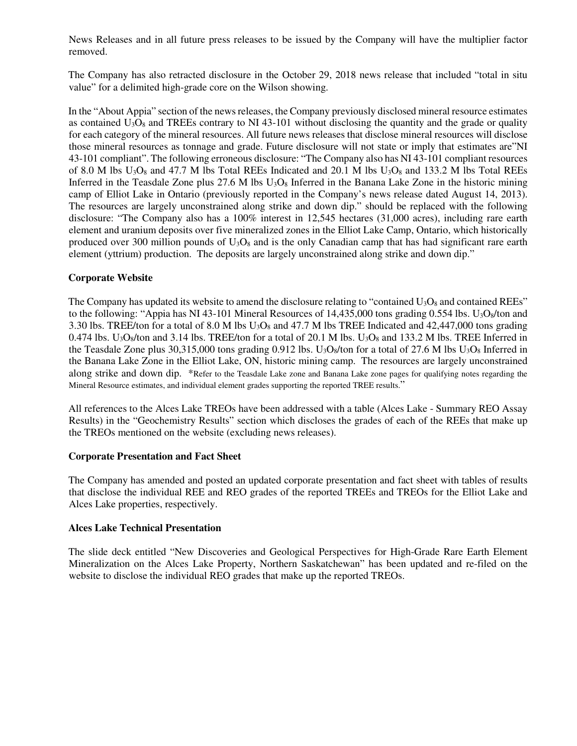News Releases and in all future press releases to be issued by the Company will have the multiplier factor removed.

The Company has also retracted disclosure in the October 29, 2018 news release that included "total in situ value" for a delimited high-grade core on the Wilson showing.

In the "About Appia" section of the news releases, the Company previously disclosed mineral resource estimates as contained $U_3O_8$ and TREEs contrary to NI 43-101 without disclosing the quantity and the grade or quality for each category of the mineral resources. All future news releases that disclose mineral resources will disclose those mineral resources as tonnage and grade. Future disclosure will not state or imply that estimates are"NI 43-101 compliant". The following erroneous disclosure: "The Company also has NI 43-101 compliant resources of 8.0 M lbs $U_3O_8$ and 47.7 M lbs Total REEs Indicated and 20.1 M lbs $U_3O_8$ and 133.2 M lbs Total REEs Inferred in the Teasdale Zone plus 27.6 M lbs $U_3O_8$ Inferred in the Banana Lake Zone in the historic mining camp of Elliot Lake in Ontario (previously reported in the Company's news release dated August 14, 2013). The resources are largely unconstrained along strike and down dip." should be replaced with the following disclosure: "The Company also has a 100% interest in 12,545 hectares (31,000 acres), including rare earth element and uranium deposits over five mineralized zones in the Elliot Lake Camp, Ontario, which historically produced over 300 million pounds of $U_3O_8$ and is the only Canadian camp that has had significant rare earth element (yttrium) production. The deposits are largely unconstrained along strike and down dip."

**Corporate Website**

The Company has updated its website to amend the disclosure relating to "contained $U_3O_8$ and contained REEs" to the following: "Appia has NI 43-101 Mineral Resources of 14,435,000 tons grading 0.554 lbs. $U_3O_8$/ton and 3.30 lbs. TREE/ton for a total of 8.0 M lbs $U_3O_8$ and 47.7 M lbs TREE Indicated and 42,447,000 tons grading 0.474 lbs. $U_3O_8$/ton and 3.14 lbs. TREE/ton for a total of 20.1 M lbs. $U_3O_8$ and 133.2 M lbs. TREE Inferred in the Teasdale Zone plus 30,315,000 tons grading 0.912 lbs. $U_3O_8$/ton for a total of 27.6 M lbs $U_3O_8$ Inferred in the Banana Lake Zone in the Elliot Lake, ON, historic mining camp. The resources are largely unconstrained along strike and down dip. *Refer to the Teasdale Lake zone and Banana Lake zone pages for qualifying notes regarding the Mineral Resource estimates, and individual element grades supporting the reported TREE results."

All references to the Alces Lake TREOs have been addressed with a table (Alces Lake - Summary REO Assay Results) in the "Geochemistry Results" section which discloses the grades of each of the REEs that make up the TREOs mentioned on the website (excluding news releases).

**Corporate Presentation and Fact Sheet**

The Company has amended and posted an updated corporate presentation and fact sheet with tables of results that disclose the individual REE and REO grades of the reported TREEs and TREOs for the Elliot Lake and Alces Lake properties, respectively.

**Alces Lake Technical Presentation**

The slide deck entitled "New Discoveries and Geological Perspectives for High-Grade Rare Earth Element Mineralization on the Alces Lake Property, Northern Saskatchewan" has been updated and re-filed on the website to disclose the individual REO grades that make up the reported TREOs.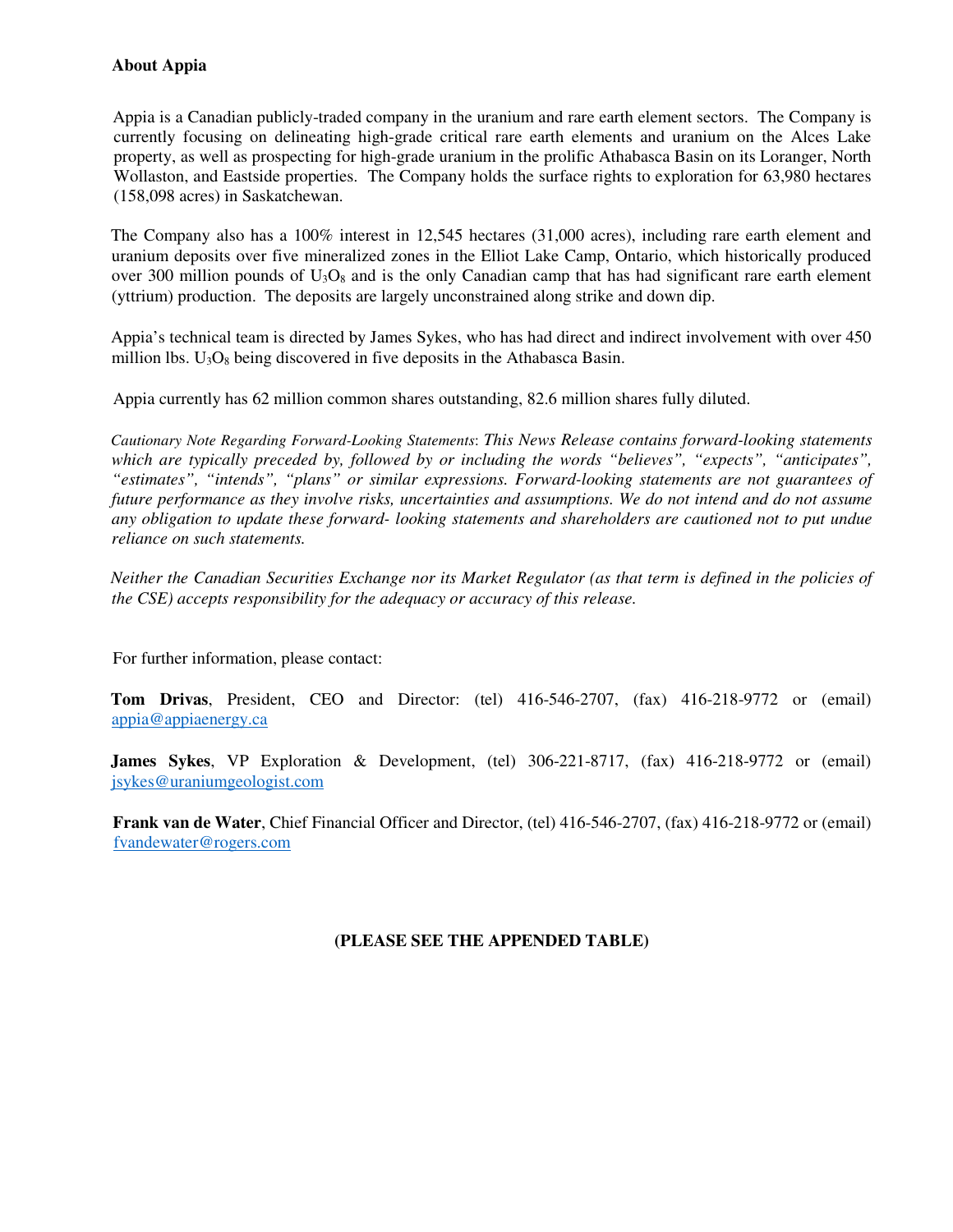**About Appia**

Appia is a Canadian publicly-traded company in the uranium and rare earth element sectors. The Company is currently focusing on delineating high-grade critical rare earth elements and uranium on the Alces Lake property, as well as prospecting for high-grade uranium in the prolific Athabasca Basin on its Loranger, North Wollaston, and Eastside properties. The Company holds the surface rights to exploration for 63,980 hectares (158,098 acres) in Saskatchewan.

The Company also has a 100% interest in 12,545 hectares (31,000 acres), including rare earth element and uranium deposits over five mineralized zones in the Elliot Lake Camp, Ontario, which historically produced over 300 million pounds of $U_3O_8$ and is the only Canadian camp that has had significant rare earth element (yttrium) production. The deposits are largely unconstrained along strike and down dip.

Appia's technical team is directed by James Sykes, who has had direct and indirect involvement with over 450 million lbs. $U_3O_8$ being discovered in five deposits in the Athabasca Basin.

Appia currently has 62 million common shares outstanding, 82.6 million shares fully diluted.

*Cautionary Note Regarding Forward-Looking Statements: This News Release contains forward-looking statements which are typically preceded by, followed by or including the words "believes", "expects", "anticipates", "estimates", "intends", "plans" or similar expressions. Forward-looking statements are not guarantees of future performance as they involve risks, uncertainties and assumptions. We do not intend and do not assume any obligation to update these forward- looking statements and shareholders are cautioned not to put undue reliance on such statements.*

*Neither the Canadian Securities Exchange nor its Market Regulator (as that term is defined in the policies of the CSE) accepts responsibility for the adequacy or accuracy of this release.*

For further information, please contact:

**Tom Drivas**, President, CEO and Director: (tel) 416-546-2707, (fax) 416-218-9772 or (email) appia@appiaenergy.ca

**James Sykes**, VP Exploration & Development, (tel) 306-221-8717, (fax) 416-218-9772 or (email) jsykes@uraniumgeologist.com

**Frank van de Water**, Chief Financial Officer and Director, (tel) 416-546-2707, (fax) 416-218-9772 or (email) fvandewater@rogers.com

**(PLEASE SEE THE APPENDED TABLE)**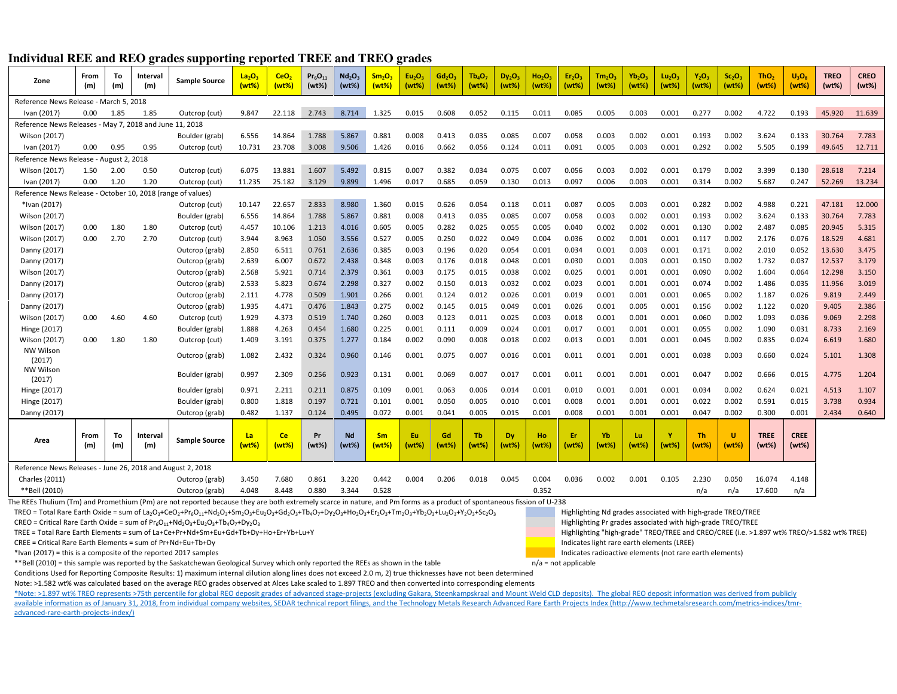# Individual REE and REO grades supporting reported TREE and TREO grades

| Zone | From (m) | To (m) | Interval (m) | Sample Source | $La_2O_3$ (wt%) | $CeO_2$ (wt%) | $Pr_6O_{11}$ (wt%) | $Nd_2O_3$ (wt%) | $Sm_2O_3$ (wt%) | $Eu_2O_3$ (wt%) | $Gd_2O_3$ (wt%) | $Tb_4O_7$ (wt%) | $Dy_2O_3$ (wt%) | $Ho_2O_3$ (wt%) | $Er_2O_3$ (wt%) | $Tm_2O_3$ (wt%) | $Yb_2O_3$ (wt%) | $Lu_2O_3$ (wt%) | $Y_2O_3$ (wt%) | $Sc_2O_3$ (wt%) | $ThO_2$ (wt%) | $U_3O_8$ (wt%) | TREO (wt%) | CREO (wt%) |
|---|---|---|---|---|---|---|---|---|---|---|---|---|---|---|---|---|---|---|---|---|---|---|---|---|
| Reference News Release - March 5, 2018 | | | | | | | | | | | | | | | | | | | | | | | | |
| Ivan (2017) | 0.00 | 1.85 | 1.85 | Outcrop (cut) | 9.847 | 22.118 | 2.743 | 8.714 | 1.325 | 0.015 | 0.608 | 0.052 | 0.115 | 0.011 | 0.085 | 0.005 | 0.003 | 0.001 | 0.277 | 0.002 | 4.722 | 0.193 | 45.920 | 11.639 |
| Reference News Releases - May 7, 2018 and June 11, 2018 | | | | | | | | | | | | | | | | | | | | | | | | |
| Wilson (2017) | | | | Boulder (grab) | 6.556 | 14.864 | 1.788 | 5.867 | 0.881 | 0.008 | 0.413 | 0.035 | 0.085 | 0.007 | 0.058 | 0.003 | 0.002 | 0.001 | 0.193 | 0.002 | 3.624 | 0.133 | 30.764 | 7.783 |
| Ivan (2017) | 0.00 | 0.95 | 0.95 | Outcrop (cut) | 10.731 | 23.708 | 3.008 | 9.506 | 1.426 | 0.016 | 0.662 | 0.056 | 0.124 | 0.011 | 0.091 | 0.005 | 0.003 | 0.001 | 0.292 | 0.002 | 5.505 | 0.199 | 49.645 | 12.711 |
| Reference News Release - August 2, 2018 | | | | | | | | | | | | | | | | | | | | | | | | |
| Wilson (2017) | 1.50 | 2.00 | 0.50 | Outcrop (cut) | 6.075 | 13.881 | 1.607 | 5.492 | 0.815 | 0.007 | 0.382 | 0.034 | 0.075 | 0.007 | 0.056 | 0.003 | 0.002 | 0.001 | 0.179 | 0.002 | 3.399 | 0.130 | 28.618 | 7.214 |
| Ivan (2017) | 0.00 | 1.20 | 1.20 | Outcrop (cut) | 11.235 | 25.182 | 3.129 | 9.899 | 1.496 | 0.017 | 0.685 | 0.059 | 0.130 | 0.013 | 0.097 | 0.006 | 0.003 | 0.001 | 0.314 | 0.002 | 5.687 | 0.247 | 52.269 | 13.234 |
| Reference News Release - October 10, 2018 (range of values) | | | | | | | | | | | | | | | | | | | | | | | | |
| *Ivan (2017) | | | | Outcrop (cut) | 10.147 | 22.657 | 2.833 | 8.980 | 1.360 | 0.015 | 0.626 | 0.054 | 0.118 | 0.011 | 0.087 | 0.005 | 0.003 | 0.001 | 0.282 | 0.002 | 4.988 | 0.221 | 47.181 | 12.000 |
| Wilson (2017) | | | | Boulder (grab) | 6.556 | 14.864 | 1.788 | 5.867 | 0.881 | 0.008 | 0.413 | 0.035 | 0.085 | 0.007 | 0.058 | 0.003 | 0.002 | 0.001 | 0.193 | 0.002 | 3.624 | 0.133 | 30.764 | 7.783 |
| Wilson (2017) | 0.00 | 1.80 | 1.80 | Outcrop (cut) | 4.457 | 10.106 | 1.213 | 4.016 | 0.605 | 0.005 | 0.282 | 0.025 | 0.055 | 0.005 | 0.040 | 0.002 | 0.002 | 0.001 | 0.130 | 0.002 | 2.487 | 0.085 | 20.945 | 5.315 |
| Wilson (2017) | 0.00 | 2.70 | 2.70 | Outcrop (cut) | 3.944 | 8.963 | 1.050 | 3.556 | 0.527 | 0.005 | 0.250 | 0.022 | 0.049 | 0.004 | 0.036 | 0.002 | 0.001 | 0.001 | 0.117 | 0.002 | 2.176 | 0.076 | 18.529 | 4.681 |
| Danny (2017) | | | | Outcrop (grab) | 2.850 | 6.511 | 0.761 | 2.636 | 0.385 | 0.003 | 0.196 | 0.020 | 0.054 | 0.001 | 0.034 | 0.001 | 0.003 | 0.001 | 0.171 | 0.002 | 2.010 | 0.052 | 13.630 | 3.475 |
| Danny (2017) | | | | Outcrop (grab) | 2.639 | 6.007 | 0.672 | 2.438 | 0.348 | 0.003 | 0.176 | 0.018 | 0.048 | 0.001 | 0.030 | 0.001 | 0.003 | 0.001 | 0.150 | 0.002 | 1.732 | 0.037 | 12.537 | 3.179 |
| Wilson (2017) | | | | Outcrop (grab) | 2.568 | 5.921 | 0.714 | 2.379 | 0.361 | 0.003 | 0.175 | 0.015 | 0.038 | 0.002 | 0.025 | 0.001 | 0.001 | 0.001 | 0.090 | 0.002 | 1.604 | 0.064 | 12.298 | 3.150 |
| Danny (2017) | | | | Outcrop (grab) | 2.533 | 5.823 | 0.674 | 2.298 | 0.327 | 0.002 | 0.150 | 0.013 | 0.032 | 0.002 | 0.023 | 0.001 | 0.001 | 0.001 | 0.074 | 0.002 | 1.486 | 0.035 | 11.956 | 3.019 |
| Danny (2017) | | | | Outcrop (grab) | 2.111 | 4.778 | 0.509 | 1.901 | 0.266 | 0.001 | 0.124 | 0.012 | 0.026 | 0.001 | 0.019 | 0.001 | 0.001 | 0.001 | 0.065 | 0.002 | 1.187 | 0.026 | 9.819 | 2.449 |
| Danny (2017) | | | | Outcrop (grab) | 1.935 | 4.471 | 0.476 | 1.843 | 0.275 | 0.002 | 0.145 | 0.015 | 0.049 | 0.001 | 0.026 | 0.001 | 0.005 | 0.001 | 0.156 | 0.002 | 1.122 | 0.020 | 9.405 | 2.386 |
| Wilson (2017) | 0.00 | 4.60 | 4.60 | Outcrop (cut) | 1.929 | 4.373 | 0.519 | 1.740 | 0.260 | 0.003 | 0.123 | 0.011 | 0.025 | 0.003 | 0.018 | 0.001 | 0.001 | 0.001 | 0.060 | 0.002 | 1.093 | 0.036 | 9.069 | 2.298 |
| Hinge (2017) | | | | Boulder (grab) | 1.888 | 4.263 | 0.454 | 1.680 | 0.225 | 0.001 | 0.111 | 0.009 | 0.024 | 0.001 | 0.017 | 0.001 | 0.001 | 0.001 | 0.055 | 0.002 | 1.090 | 0.031 | 8.733 | 2.169 |
| Wilson (2017) | 0.00 | 1.80 | 1.80 | Outcrop (cut) | 1.409 | 3.191 | 0.375 | 1.277 | 0.184 | 0.002 | 0.090 | 0.008 | 0.018 | 0.002 | 0.013 | 0.001 | 0.001 | 0.001 | 0.045 | 0.002 | 0.835 | 0.024 | 6.619 | 1.680 |
| NW Wilson (2017) | | | | Outcrop (grab) | 1.082 | 2.432 | 0.324 | 0.960 | 0.146 | 0.001 | 0.075 | 0.007 | 0.016 | 0.001 | 0.011 | 0.001 | 0.001 | 0.001 | 0.038 | 0.003 | 0.660 | 0.024 | 5.101 | 1.308 |
| NW Wilson (2017) | | | | Boulder (grab) | 0.997 | 2.309 | 0.256 | 0.923 | 0.131 | 0.001 | 0.069 | 0.007 | 0.017 | 0.001 | 0.011 | 0.001 | 0.001 | 0.001 | 0.047 | 0.002 | 0.666 | 0.015 | 4.775 | 1.204 |
| Hinge (2017) | | | | Boulder (grab) | 0.971 | 2.211 | 0.211 | 0.875 | 0.109 | 0.001 | 0.063 | 0.006 | 0.014 | 0.001 | 0.010 | 0.001 | 0.001 | 0.001 | 0.034 | 0.002 | 0.624 | 0.021 | 4.513 | 1.107 |
| Hinge (2017) | | | | Boulder (grab) | 0.800 | 1.818 | 0.197 | 0.721 | 0.101 | 0.001 | 0.050 | 0.005 | 0.010 | 0.001 | 0.008 | 0.001 | 0.001 | 0.001 | 0.022 | 0.002 | 0.591 | 0.015 | 3.738 | 0.934 |
| Danny (2017) | | | | Outcrop (grab) | 0.482 | 1.137 | 0.124 | 0.495 | 0.072 | 0.001 | 0.041 | 0.005 | 0.015 | 0.001 | 0.008 | 0.001 | 0.001 | 0.001 | 0.047 | 0.002 | 0.300 | 0.001 | 2.434 | 0.640 |

| Area | From (m) | To (m) | Interval (m) | Sample Source | La (wt%) | Ce (wt%) | Pr (wt%) | Nd (wt%) | Sm (wt%) | Eu (wt%) | Gd (wt%) | Tb (wt%) | Dy (wt%) | Ho (wt%) | Er (wt%) | Yb (wt%) | Lu (wt%) | Y (wt%) | Th (wt%) | U (wt%) | TREE (wt%) | CREE (wt%) |
|---|---|---|---|---|---|---|---|---|---|---|---|---|---|---|---|---|---|---|---|---|---|---|
| Reference News Releases - June 26, 2018 and August 2, 2018 | | | | | | | | | | | | | | | | | | | | | | |
| Charles (2011) | | | | Outcrop (grab) | 3.450 | 7.680 | 0.861 | 3.220 | 0.442 | 0.004 | 0.206 | 0.018 | 0.045 | 0.004 | 0.036 | 0.002 | 0.001 | 0.105 | 2.230 | 0.050 | 16.074 | 4.148 |
| **Bell (2010) | | | | Outcrop (grab) | 4.048 | 8.448 | 0.880 | 3.344 | 0.528 | | | | | 0.352 | | | | | n/a | n/a | 17.600 | n/a |

The REEs Thulium (Tm) and Promethium (Pm) are not reported because they are both extremely scarce in nature, and Pm forms as a product of spontaneous fission of U-238

TREO = Total Rare Earth Oxide = sum of $La_2O_3$+$CeO_2$+$Pr_6O_{11}$+$Nd_2O_3$+$Sm_2O_3$+$Eu_2O_3$+$Gd_2O_3$+$Tb_4O_7$+$Dy_2O_3$+$Ho_2O_3$+$Er_2O_3$+$Tm_2O_3$+$Yb_2O_3$+$Lu_2O_3$+$Y_2O_3$+$Sc_2O_3$

CREO = Critical Rare Earth Oxide = sum of $Pr_6O_{11}$+$Nd_2O_3$+$Eu_2O_3$+$Tb_4O_7$+$Dy_2O_3$

TREE = Total Rare Earth Elements = sum of La+Ce+Pr+Nd+Sm+Eu+Gd+Tb+Dy+Ho+Er+Yb+Lu+Y

CREE = Critical Rare Earth Elements = sum of Pr+Nd+Eu+Tb+Dy

*Ivan (2017) = this is a composite of the reported 2017 samples

**Bell (2010) = this sample was reported by the Saskatchewan Geological Survey which only reported the REEs as shown in the table

Conditions Used for Reporting Composite Results: 1) maximum internal dilution along lines does not exceed 2.0 m, 2) true thicknesses have not been determined

Note: >1.582 wt% was calculated based on the average REO grades observed at Alces Lake scaled to 1.897 TREO and then converted into corresponding elements

Highlighting Nd grades associated with high-grade TREO/TREE

Highlighting Pr grades associated with high-grade TREO/TREE

Highlighting "high-grade" TREO/TREE and CREO/CREE (i.e. >1.897 wt% TREO/>1.582 wt% TREE)

Indicates light rare earth elements (LREE)

Indicates radioactive elements (not rare earth elements)

n/a = not applicable

*Note: >1.897 wt% TREO represents >75th percentile for global REO deposit grades of advanced stage-projects (excluding Gakara, Steenkampskraal and Mount Weld CLD deposits). The global REO deposit information was derived from publicly available information as of January 31, 2018, from individual company websites, SEDAR technical report filings, and the Technology Metals Research Advanced Rare Earth Projects Index (http://www.techmetalsresearch.com/metrics-indices/tmr-advanced-rare-earth-projects-index/)